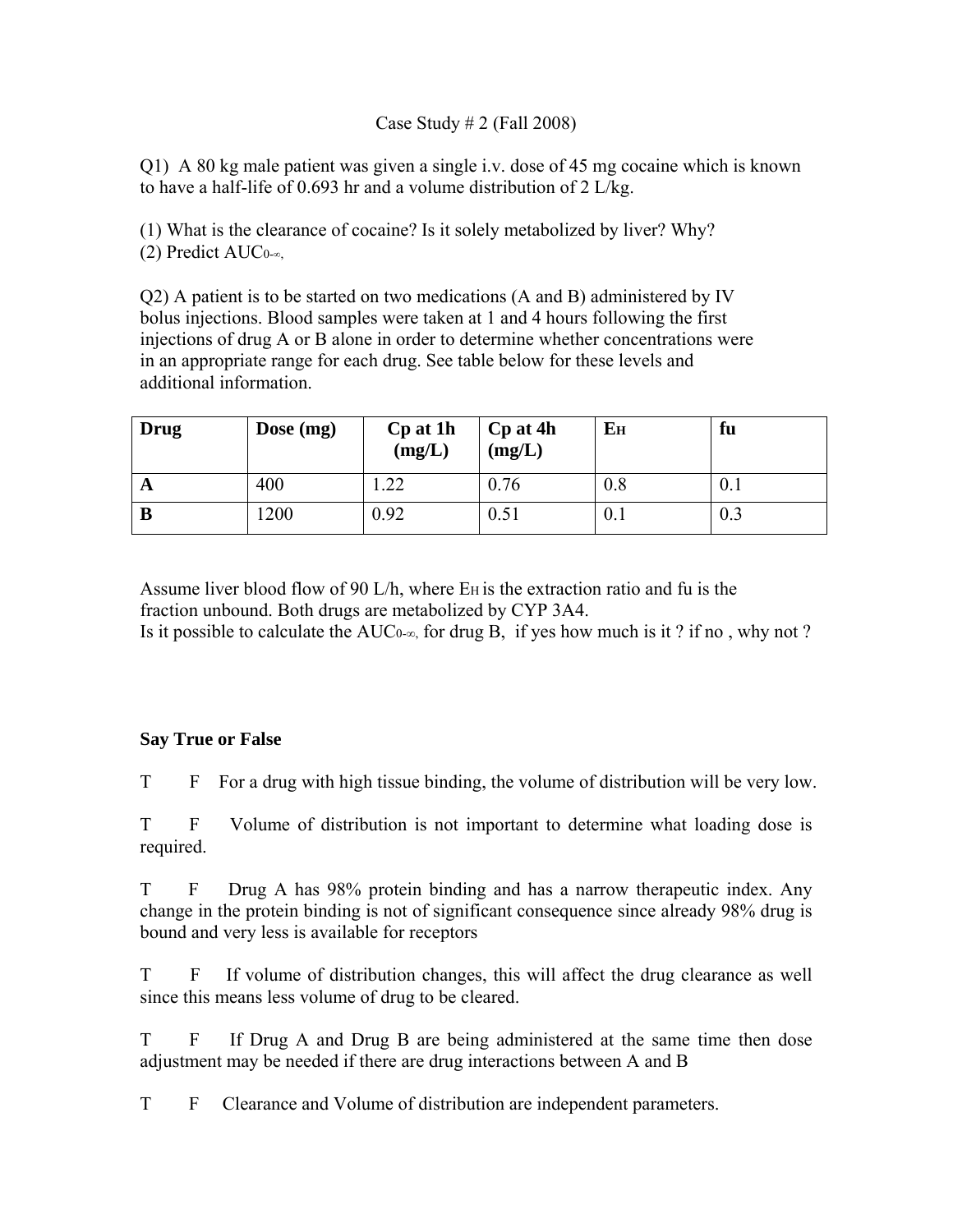# Case Study # 2 (Fall 2008)

Q1) A 80 kg male patient was given a single i.v. dose of 45 mg cocaine which is known to have a half-life of 0.693 hr and a volume distribution of 2 L/kg.

(1) What is the clearance of cocaine? Is it solely metabolized by liver? Why?
(2) Predict $AUC_{0-\infty}$,

Q2) A patient is to be started on two medications (A and B) administered by IV bolus injections. Blood samples were taken at 1 and 4 hours following the first injections of drug A or B alone in order to determine whether concentrations were in an appropriate range for each drug. See table below for these levels and additional information.

| Drug | Dose (mg) | Cp at 1h (mg/L) | Cp at 4h (mg/L) | $E_H$ | fu |
|---|---|---|---|---|---|
| A | 400 | 1.22 | 0.76 | 0.8 | 0.1 |
| B | 1200 | 0.92 | 0.51 | 0.1 | 0.3 |

Assume liver blood flow of 90 L/h, where $E_H$ is the extraction ratio and fu is the fraction unbound. Both drugs are metabolized by CYP 3A4.
Is it possible to calculate the $AUC_{0-\infty}$, for drug B, if yes how much is it ? if no , why not ?

**Say True or False**

T F For a drug with high tissue binding, the volume of distribution will be very low.

T F Volume of distribution is not important to determine what loading dose is required.

T F Drug A has 98% protein binding and has a narrow therapeutic index. Any change in the protein binding is not of significant consequence since already 98% drug is bound and very less is available for receptors

T F If volume of distribution changes, this will affect the drug clearance as well since this means less volume of drug to be cleared.

T F If Drug A and Drug B are being administered at the same time then dose adjustment may be needed if there are drug interactions between A and B

T F Clearance and Volume of distribution are independent parameters.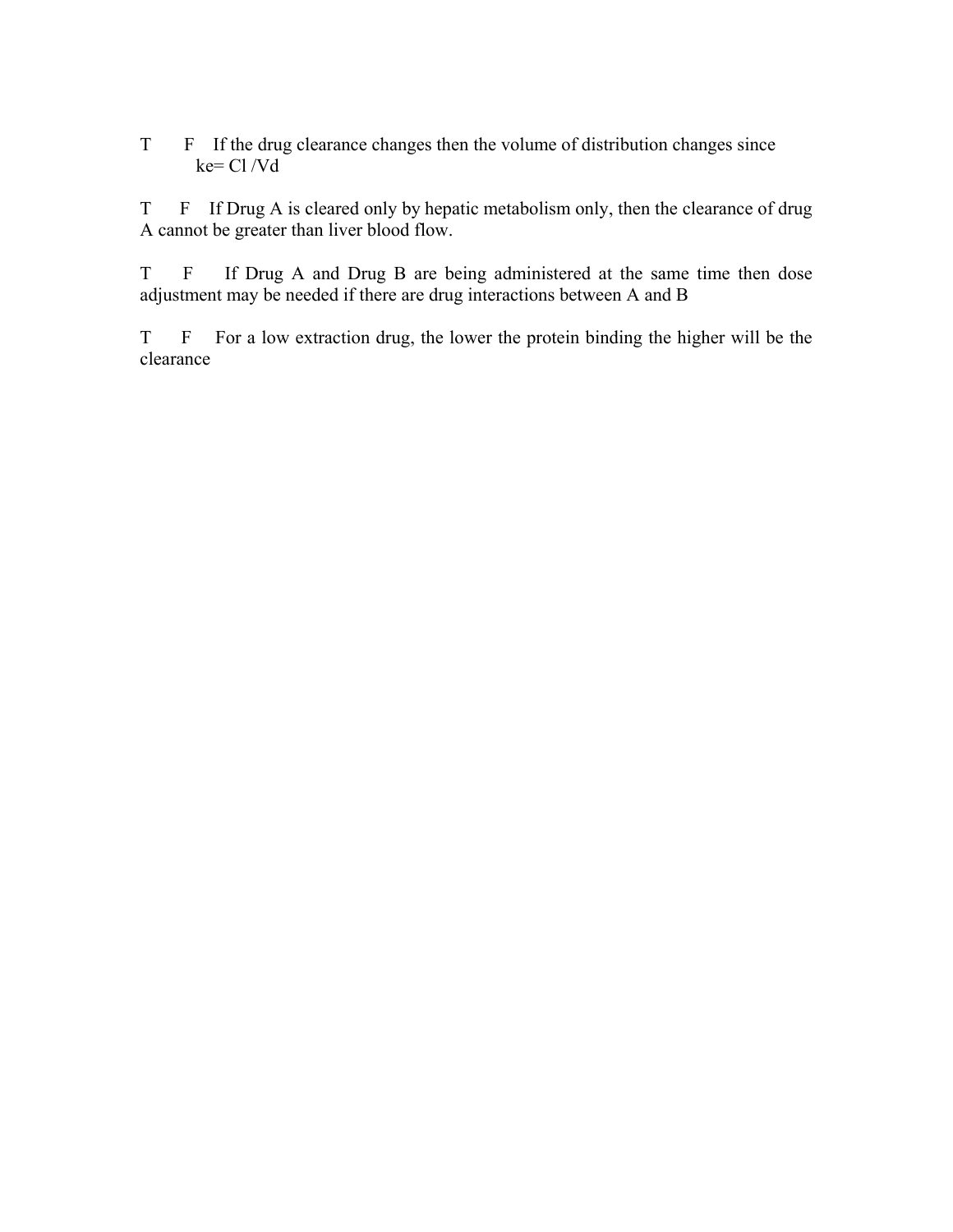T F If the drug clearance changes then the volume of distribution changes since $ke= Cl /Vd$

T F If Drug A is cleared only by hepatic metabolism only, then the clearance of drug A cannot be greater than liver blood flow.

T F If Drug A and Drug B are being administered at the same time then dose adjustment may be needed if there are drug interactions between A and B

T F For a low extraction drug, the lower the protein binding the higher will be the clearance